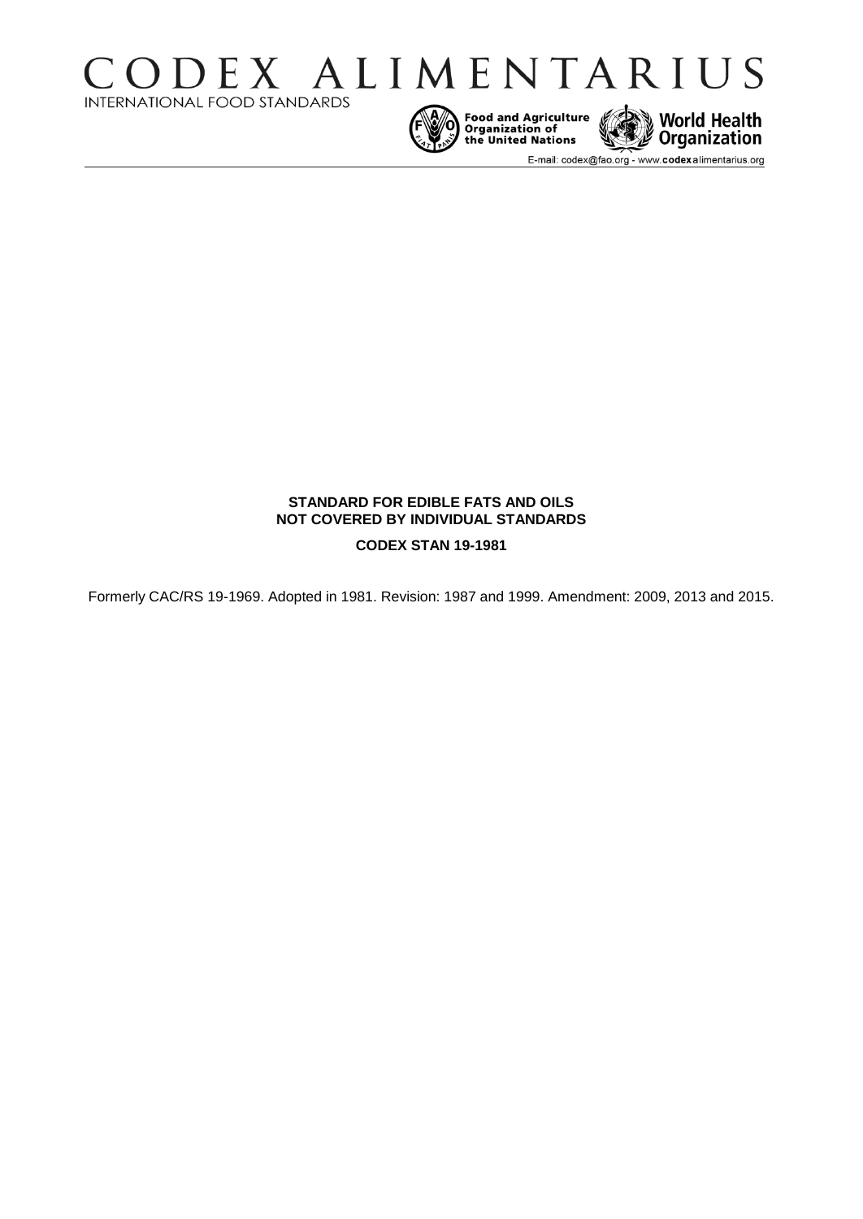# CODEX ALIMENTARIUS

INTERNATIONAL FOOD STANDARDS

Food and Agriculture Organization of the United Nations

World Health Organization

E-mail: codex@fao.org - www.codexalimentarius.org

**STANDARD FOR EDIBLE FATS AND OILS NOT COVERED BY INDIVIDUAL STANDARDS**

**CODEX STAN 19-1981**

Formerly CAC/RS 19-1969. Adopted in 1981. Revision: 1987 and 1999. Amendment: 2009, 2013 and 2015.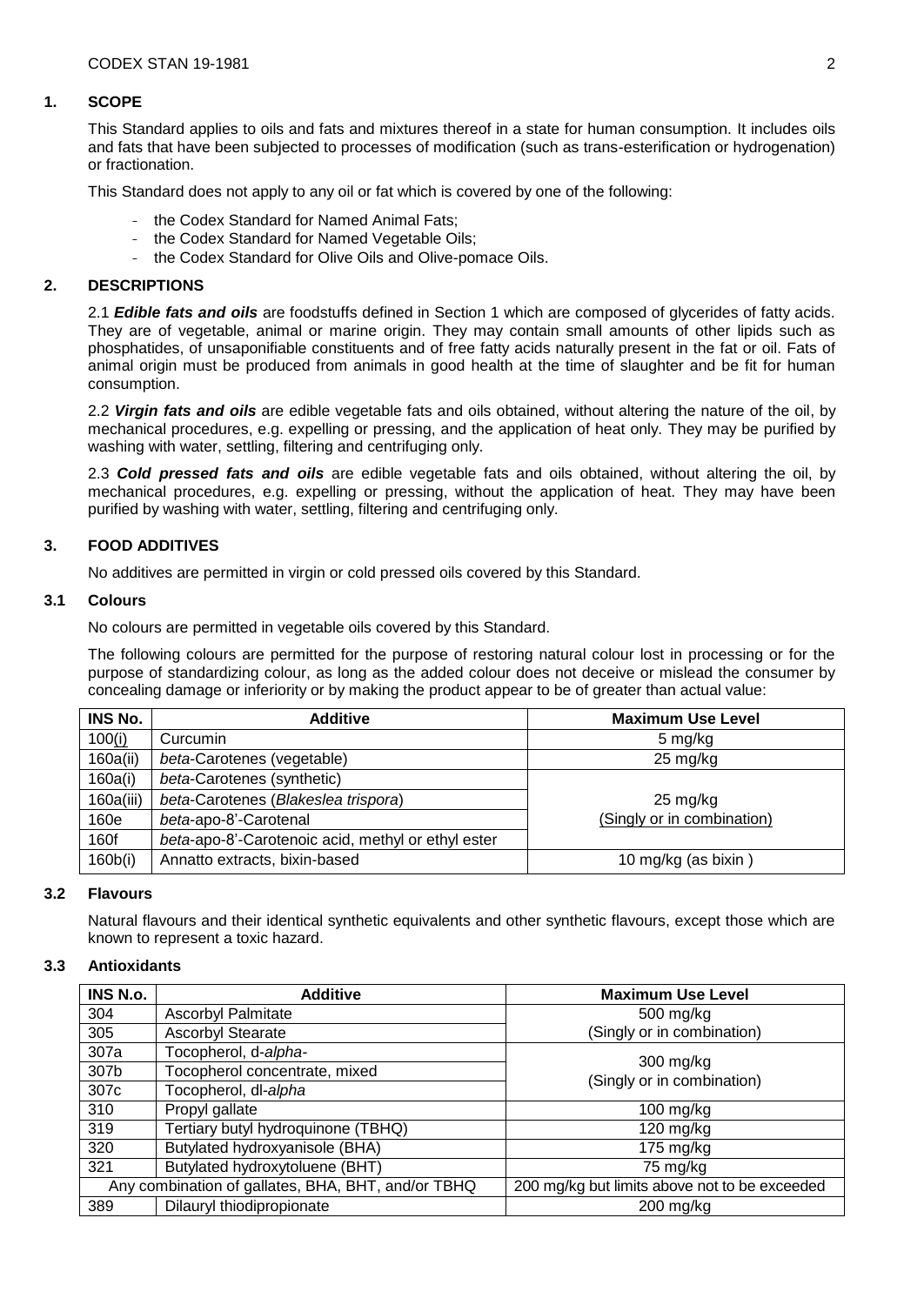## 1. SCOPE

This Standard applies to oils and fats and mixtures thereof in a state for human consumption. It includes oils and fats that have been subjected to processes of modification (such as trans-esterification or hydrogenation) or fractionation.

This Standard does not apply to any oil or fat which is covered by one of the following:

- the Codex Standard for Named Animal Fats;
- the Codex Standard for Named Vegetable Oils;
- the Codex Standard for Olive Oils and Olive-pomace Oils.

## 2. DESCRIPTIONS

2.1 ***Edible fats and oils*** are foodstuffs defined in Section 1 which are composed of glycerides of fatty acids. They are of vegetable, animal or marine origin. They may contain small amounts of other lipids such as phosphatides, of unsaponifiable constituents and of free fatty acids naturally present in the fat or oil. Fats of animal origin must be produced from animals in good health at the time of slaughter and be fit for human consumption.

2.2 ***Virgin fats and oils*** are edible vegetable fats and oils obtained, without altering the nature of the oil, by mechanical procedures, e.g. expelling or pressing, and the application of heat only. They may be purified by washing with water, settling, filtering and centrifuging only.

2.3 ***Cold pressed fats and oils*** are edible vegetable fats and oils obtained, without altering the oil, by mechanical procedures, e.g. expelling or pressing, without the application of heat. They may have been purified by washing with water, settling, filtering and centrifuging only.

## 3. FOOD ADDITIVES

No additives are permitted in virgin or cold pressed oils covered by this Standard.

### 3.1 Colours

No colours are permitted in vegetable oils covered by this Standard.

The following colours are permitted for the purpose of restoring natural colour lost in processing or for the purpose of standardizing colour, as long as the added colour does not deceive or mislead the consumer by concealing damage or inferiority or by making the product appear to be of greater than actual value:

| INS No. | Additive | Maximum Use Level |
|---|---|---|
| 100(i) | Curcumin | 5 mg/kg |
| 160a(ii) | *beta*-Carotenes (vegetable) | 25 mg/kg |
| 160a(i) | *beta*-Carotenes (synthetic) | 25 mg/kg (Singly or in combination) |
| 160a(iii) | *beta*-Carotenes (*Blakeslea trispora*) | |
| 160e | *beta*-apo-8'-Carotenal | |
| 160f | *beta*-apo-8'-Carotenoic acid, methyl or ethyl ester | |
| 160b(i) | Annatto extracts, bixin-based | 10 mg/kg (as bixin ) |

### 3.2 Flavours

Natural flavours and their identical synthetic equivalents and other synthetic flavours, except those which are known to represent a toxic hazard.

### 3.3 Antioxidants

| INS N.o. | Additive | Maximum Use Level |
|---|---|---|
| 304 | Ascorbyl Palmitate | 500 mg/kg (Singly or in combination) |
| 305 | Ascorbyl Stearate | |
| 307a | Tocopherol, d-*alpha*- | 300 mg/kg (Singly or in combination) |
| 307b | Tocopherol concentrate, mixed | |
| 307c | Tocopherol, dl-*alpha* | |
| 310 | Propyl gallate | 100 mg/kg |
| 319 | Tertiary butyl hydroquinone (TBHQ) | 120 mg/kg |
| 320 | Butylated hydroxyanisole (BHA) | 175 mg/kg |
| 321 | Butylated hydroxytoluene (BHT) | 75 mg/kg |
| Any combination of gallates, BHA, BHT, and/or TBHQ | | 200 mg/kg but limits above not to be exceeded |
| 389 | Dilauryl thiodipropionate | 200 mg/kg |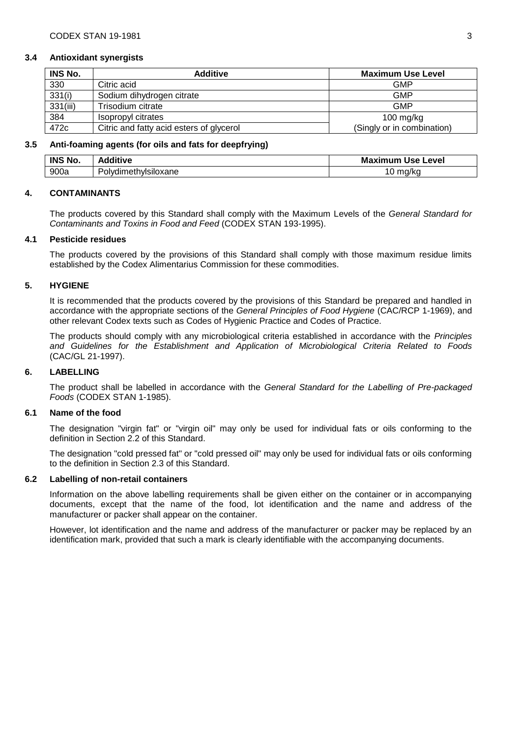### 3.4 Antioxidant synergists

| INS No. | Additive | Maximum Use Level |
|---|---|---|
| 330 | Citric acid | GMP |
| 331(i) | Sodium dihydrogen citrate | GMP |
| 331(iii) | Trisodium citrate | GMP |
| 384 | Isopropyl citrates | 100 mg/kg |
| 472c | Citric and fatty acid esters of glycerol | (Singly or in combination) |

### 3.5 Anti-foaming agents (for oils and fats for deepfrying)

| INS No. | Additive | Maximum Use Level |
|---|---|---|
| 900a | Polydimethylsiloxane | 10 mg/kg |

## 4. CONTAMINANTS

The products covered by this Standard shall comply with the Maximum Levels of the *General Standard for Contaminants and Toxins in Food and Feed* (CODEX STAN 193-1995).

### 4.1 Pesticide residues

The products covered by the provisions of this Standard shall comply with those maximum residue limits established by the Codex Alimentarius Commission for these commodities.

## 5. HYGIENE

It is recommended that the products covered by the provisions of this Standard be prepared and handled in accordance with the appropriate sections of the *General Principles of Food Hygiene* (CAC/RCP 1-1969), and other relevant Codex texts such as Codes of Hygienic Practice and Codes of Practice.

The products should comply with any microbiological criteria established in accordance with the *Principles and Guidelines for the Establishment and Application of Microbiological Criteria Related to Foods* (CAC/GL 21-1997).

## 6. LABELLING

The product shall be labelled in accordance with the *General Standard for the Labelling of Pre-packaged Foods* (CODEX STAN 1-1985).

### 6.1 Name of the food

The designation "virgin fat" or "virgin oil" may only be used for individual fats or oils conforming to the definition in Section 2.2 of this Standard.

The designation "cold pressed fat" or "cold pressed oil" may only be used for individual fats or oils conforming to the definition in Section 2.3 of this Standard.

### 6.2 Labelling of non-retail containers

Information on the above labelling requirements shall be given either on the container or in accompanying documents, except that the name of the food, lot identification and the name and address of the manufacturer or packer shall appear on the container.

However, lot identification and the name and address of the manufacturer or packer may be replaced by an identification mark, provided that such a mark is clearly identifiable with the accompanying documents.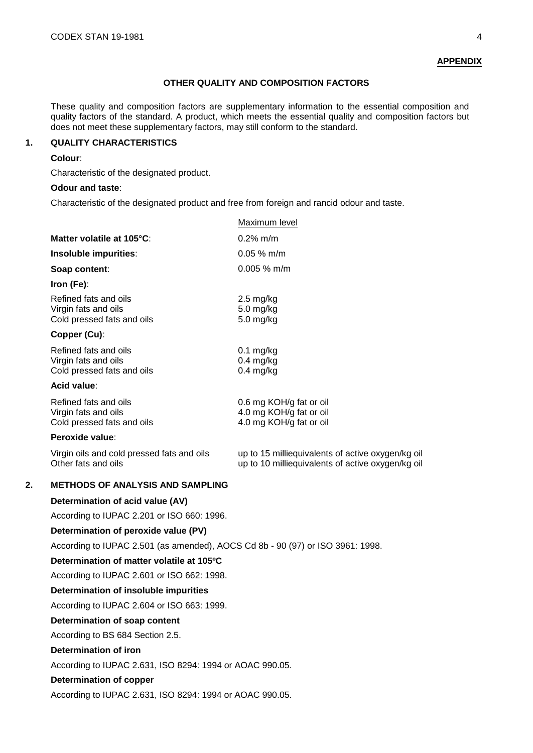**APPENDIX**

## OTHER QUALITY AND COMPOSITION FACTORS

These quality and composition factors are supplementary information to the essential composition and quality factors of the standard. A product, which meets the essential quality and composition factors but does not meet these supplementary factors, may still conform to the standard.

### 1. QUALITY CHARACTERISTICS

**Colour**:

Characteristic of the designated product.

**Odour and taste**:

Characteristic of the designated product and free from foreign and rancid odour and taste.

| | Maximum level |
|---|---|
| **Matter volatile at 105°C**: | 0.2% m/m |
| **Insoluble impurities**: | 0.05 % m/m |
| **Soap content**: | 0.005 % m/m |
| **Iron (Fe)**: | |
| Refined fats and oils | 2.5 mg/kg |
| Virgin fats and oils | 5.0 mg/kg |
| Cold pressed fats and oils | 5.0 mg/kg |
| **Copper (Cu)**: | |
| Refined fats and oils | 0.1 mg/kg |
| Virgin fats and oils | 0.4 mg/kg |
| Cold pressed fats and oils | 0.4 mg/kg |
| **Acid value**: | |
| Refined fats and oils | 0.6 mg KOH/g fat or oil |
| Virgin fats and oils | 4.0 mg KOH/g fat or oil |
| Cold pressed fats and oils | 4.0 mg KOH/g fat or oil |
| **Peroxide value**: | |
| Virgin oils and cold pressed fats and oils | up to 15 milliequivalents of active oxygen/kg oil |
| Other fats and oils | up to 10 milliequivalents of active oxygen/kg oil |

### 2. METHODS OF ANALYSIS AND SAMPLING

**Determination of acid value (AV)**

According to IUPAC 2.201 or ISO 660: 1996.

**Determination of peroxide value (PV)**

According to IUPAC 2.501 (as amended), AOCS Cd 8b - 90 (97) or ISO 3961: 1998.

**Determination of matter volatile at 105ºC**

According to IUPAC 2.601 or ISO 662: 1998.

**Determination of insoluble impurities**

According to IUPAC 2.604 or ISO 663: 1999.

**Determination of soap content**

According to BS 684 Section 2.5.

**Determination of iron**

According to IUPAC 2.631, ISO 8294: 1994 or AOAC 990.05.

**Determination of copper**

According to IUPAC 2.631, ISO 8294: 1994 or AOAC 990.05.